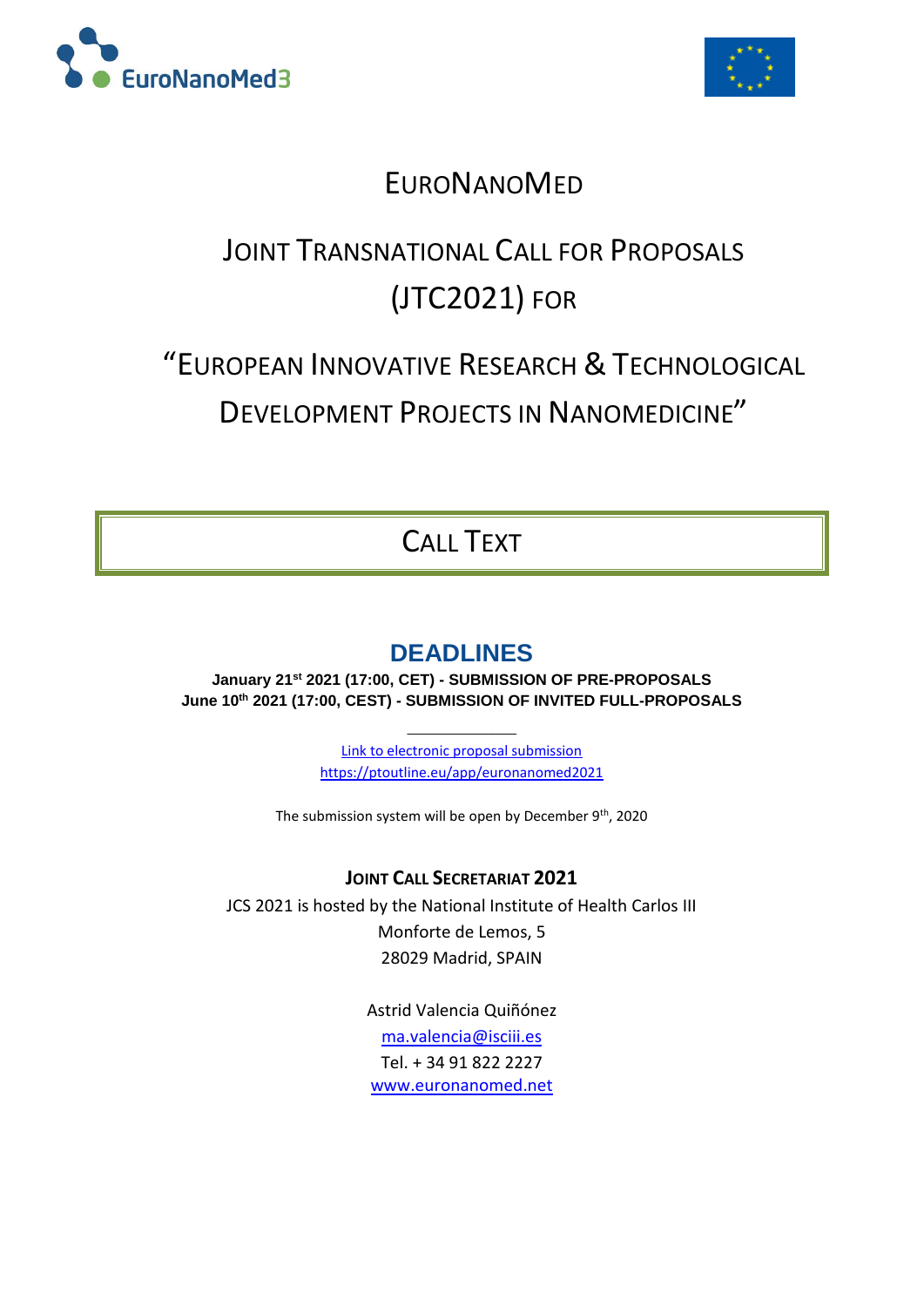# EuroNanoMed

## Joint Transnational Call for Proposals (JTC2021) for

## "European Innovative Research & Technological Development Projects in Nanomedicine"

## Call Text

### DEADLINES

**January 21st 2021 (17:00, CET) - SUBMISSION OF PRE-PROPOSALS**
**June 10th 2021 (17:00, CEST) - SUBMISSION OF INVITED FULL-PROPOSALS**

---

[Link to electronic proposal submission](https://ptoutline.eu/app/euronanomed2021)
https://ptoutline.eu/app/euronanomed2021

The submission system will be open by December 9th, 2020

**Joint Call Secretariat 2021**

JCS 2021 is hosted by the National Institute of Health Carlos III
Monforte de Lemos, 5
28029 Madrid, SPAIN

Astrid Valencia Quiñónez
ma.valencia@isciii.es
Tel. + 34 91 822 2227
www.euronanomed.net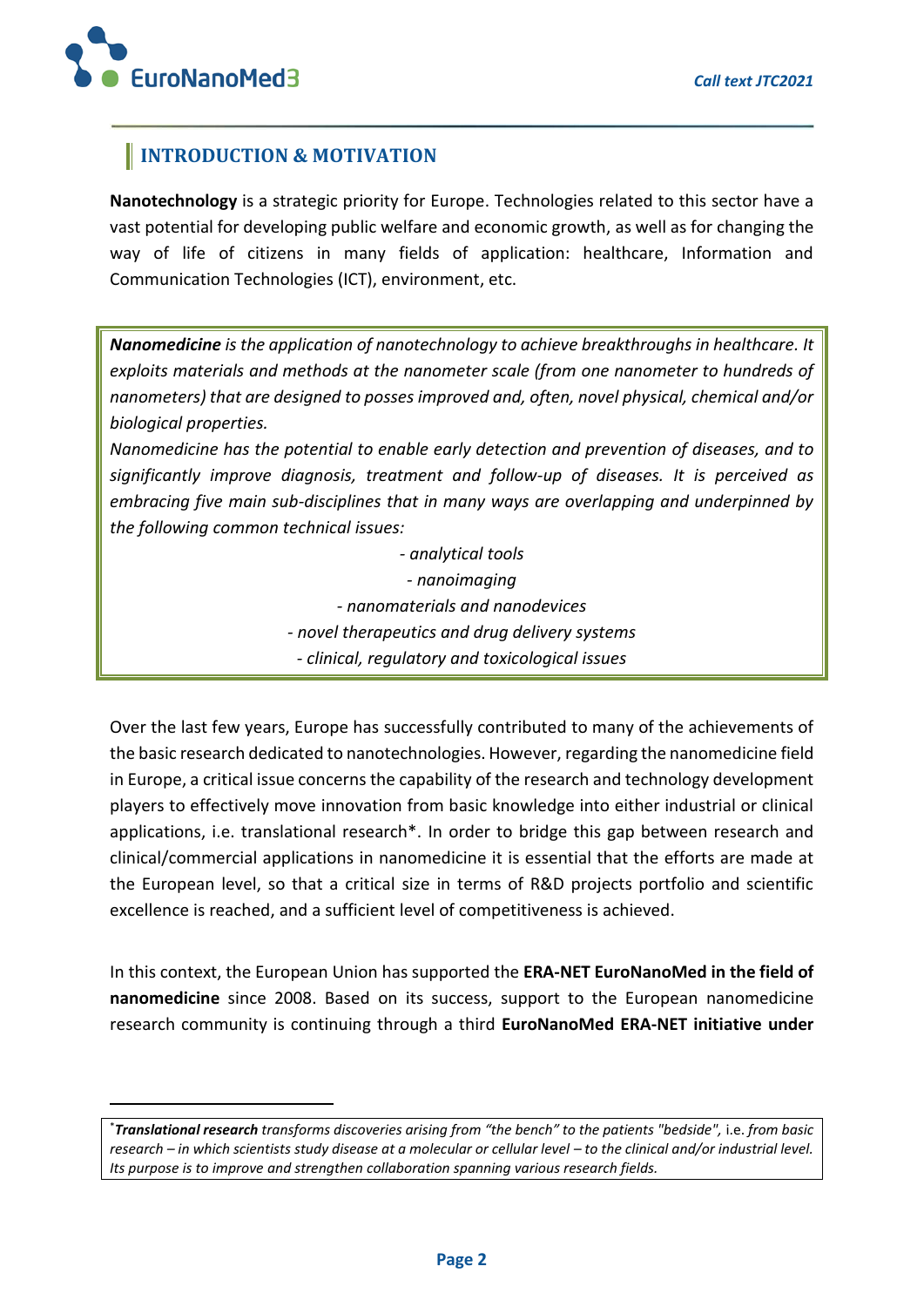## INTRODUCTION & MOTIVATION

**Nanotechnology** is a strategic priority for Europe. Technologies related to this sector have a vast potential for developing public welfare and economic growth, as well as for changing the way of life of citizens in many fields of application: healthcare, Information and Communication Technologies (ICT), environment, etc.

> ***Nanomedicine*** *is the application of nanotechnology to achieve breakthroughs in healthcare. It exploits materials and methods at the nanometer scale (from one nanometer to hundreds of nanometers) that are designed to posses improved and, often, novel physical, chemical and/or biological properties.*
>
> *Nanomedicine has the potential to enable early detection and prevention of diseases, and to significantly improve diagnosis, treatment and follow-up of diseases. It is perceived as embracing five main sub-disciplines that in many ways are overlapping and underpinned by the following common technical issues:*
>
> *- analytical tools*
> *- nanoimaging*
> *- nanomaterials and nanodevices*
> *- novel therapeutics and drug delivery systems*
> *- clinical, regulatory and toxicological issues*

Over the last few years, Europe has successfully contributed to many of the achievements of the basic research dedicated to nanotechnologies. However, regarding the nanomedicine field in Europe, a critical issue concerns the capability of the research and technology development players to effectively move innovation from basic knowledge into either industrial or clinical applications, i.e. translational research*. In order to bridge this gap between research and clinical/commercial applications in nanomedicine it is essential that the efforts are made at the European level, so that a critical size in terms of R&D projects portfolio and scientific excellence is reached, and a sufficient level of competitiveness is achieved.

In this context, the European Union has supported the **ERA-NET EuroNanoMed in the field of nanomedicine** since 2008. Based on its success, support to the European nanomedicine research community is continuing through a third **EuroNanoMed ERA-NET initiative under**

---

*\****Translational research*** *transforms discoveries arising from "the bench" to the patients "bedside",* i.e. *from basic research – in which scientists study disease at a molecular or cellular level – to the clinical and/or industrial level. Its purpose is to improve and strengthen collaboration spanning various research fields.*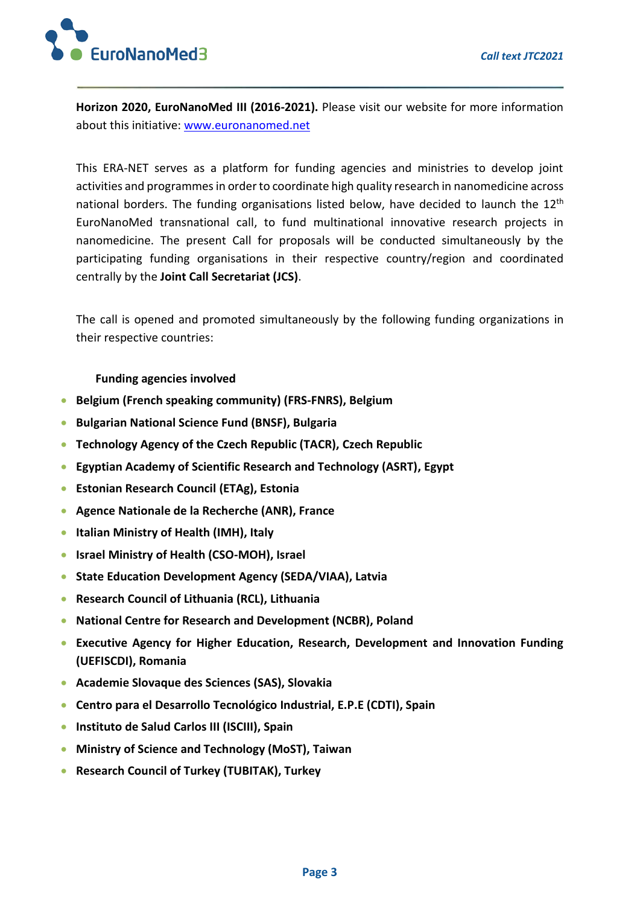**Horizon 2020, EuroNanoMed III (2016-2021).** Please visit our website for more information about this initiative: [www.euronanomed.net](www.euronanomed.net)

This ERA-NET serves as a platform for funding agencies and ministries to develop joint activities and programmes in order to coordinate high quality research in nanomedicine across national borders. The funding organisations listed below, have decided to launch the 12th EuroNanoMed transnational call, to fund multinational innovative research projects in nanomedicine. The present Call for proposals will be conducted simultaneously by the participating funding organisations in their respective country/region and coordinated centrally by the **Joint Call Secretariat (JCS)**.

The call is opened and promoted simultaneously by the following funding organizations in their respective countries:

**Funding agencies involved**

- **Belgium (French speaking community) (FRS-FNRS), Belgium**
- **Bulgarian National Science Fund (BNSF), Bulgaria**
- **Technology Agency of the Czech Republic (TACR), Czech Republic**
- **Egyptian Academy of Scientific Research and Technology (ASRT), Egypt**
- **Estonian Research Council (ETAg), Estonia**
- **Agence Nationale de la Recherche (ANR), France**
- **Italian Ministry of Health (IMH), Italy**
- **Israel Ministry of Health (CSO-MOH), Israel**
- **State Education Development Agency (SEDA/VIAA), Latvia**
- **Research Council of Lithuania (RCL), Lithuania**
- **National Centre for Research and Development (NCBR), Poland**
- **Executive Agency for Higher Education, Research, Development and Innovation Funding (UEFISCDI), Romania**
- **Academie Slovaque des Sciences (SAS), Slovakia**
- **Centro para el Desarrollo Tecnológico Industrial, E.P.E (CDTI), Spain**
- **Instituto de Salud Carlos III (ISCIII), Spain**
- **Ministry of Science and Technology (MoST), Taiwan**
- **Research Council of Turkey (TUBITAK), Turkey**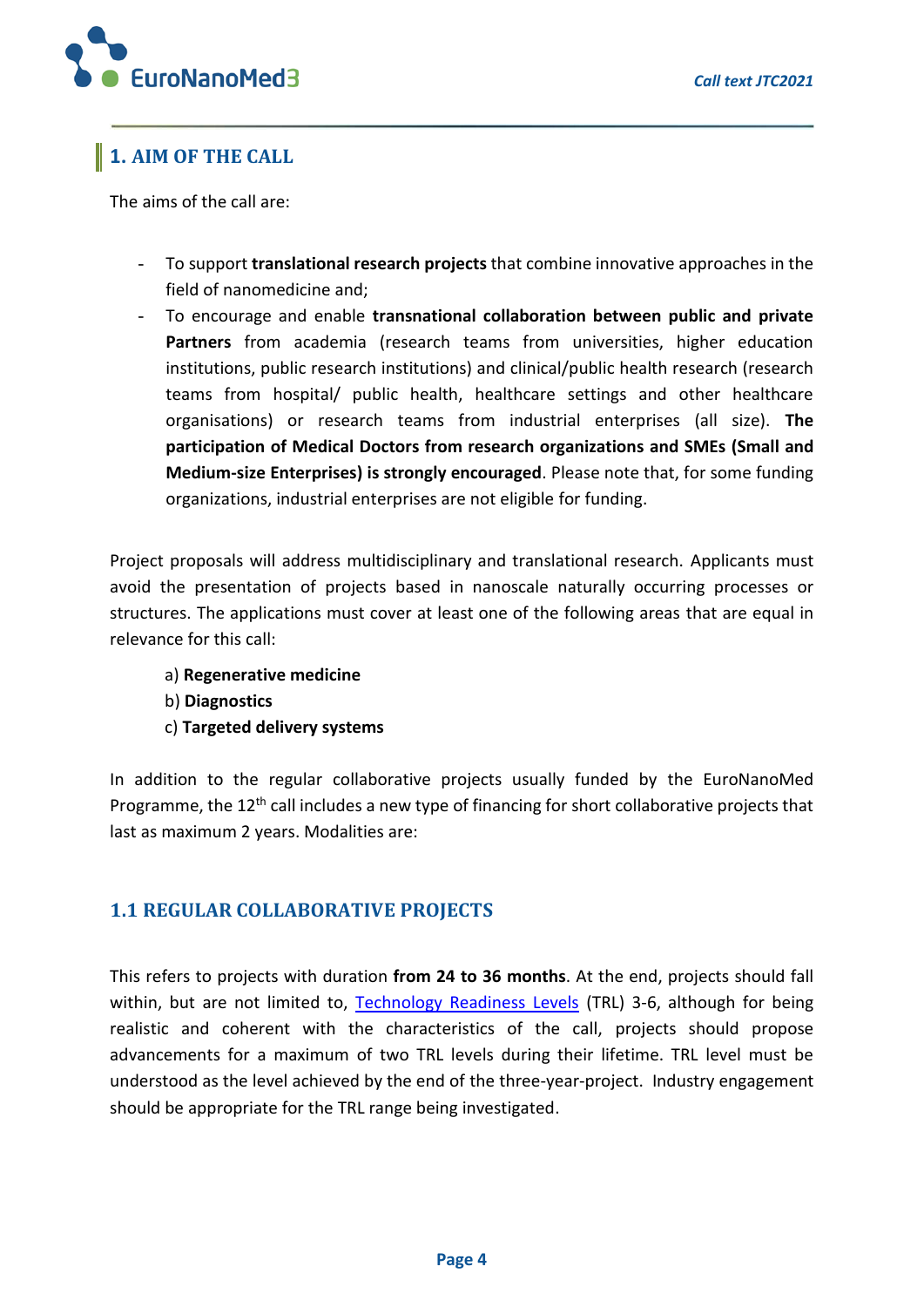## 1. AIM OF THE CALL

The aims of the call are:

- To support **translational research projects** that combine innovative approaches in the field of nanomedicine and;
- To encourage and enable **transnational collaboration between public and private Partners** from academia (research teams from universities, higher education institutions, public research institutions) and clinical/public health research (research teams from hospital/ public health, healthcare settings and other healthcare organisations) or research teams from industrial enterprises (all size). **The participation of Medical Doctors from research organizations and SMEs (Small and Medium-size Enterprises) is strongly encouraged**. Please note that, for some funding organizations, industrial enterprises are not eligible for funding.

Project proposals will address multidisciplinary and translational research. Applicants must avoid the presentation of projects based in nanoscale naturally occurring processes or structures. The applications must cover at least one of the following areas that are equal in relevance for this call:

a) **Regenerative medicine**
b) **Diagnostics**
c) **Targeted delivery systems**

In addition to the regular collaborative projects usually funded by the EuroNanoMed Programme, the 12th call includes a new type of financing for short collaborative projects that last as maximum 2 years. Modalities are:

### 1.1 REGULAR COLLABORATIVE PROJECTS

This refers to projects with duration **from 24 to 36 months**. At the end, projects should fall within, but are not limited to, Technology Readiness Levels (TRL) 3-6, although for being realistic and coherent with the characteristics of the call, projects should propose advancements for a maximum of two TRL levels during their lifetime. TRL level must be understood as the level achieved by the end of the three-year-project. Industry engagement should be appropriate for the TRL range being investigated.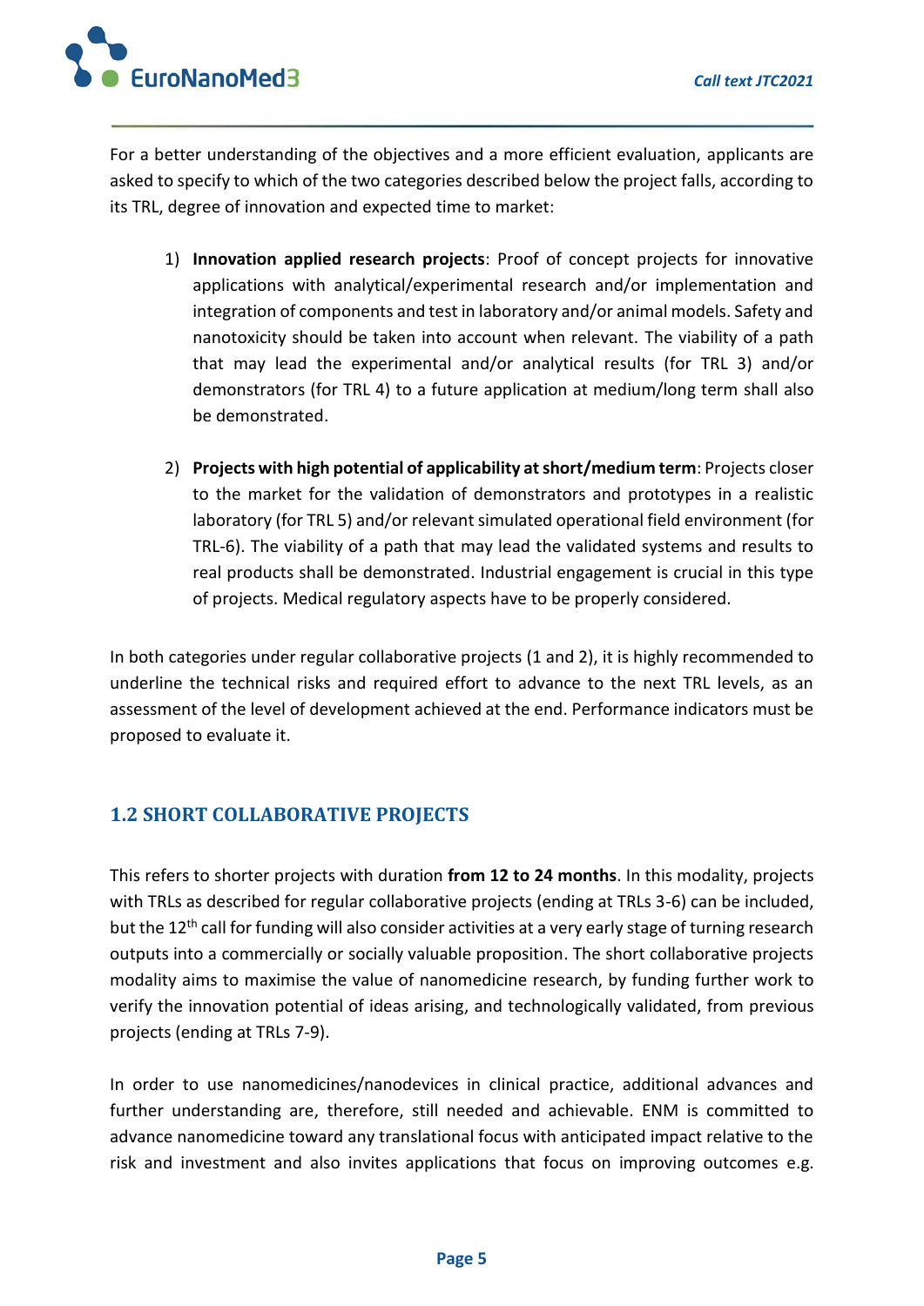For a better understanding of the objectives and a more efficient evaluation, applicants are asked to specify to which of the two categories described below the project falls, according to its TRL, degree of innovation and expected time to market:

1) **Innovation applied research projects**: Proof of concept projects for innovative applications with analytical/experimental research and/or implementation and integration of components and test in laboratory and/or animal models. Safety and nanotoxicity should be taken into account when relevant. The viability of a path that may lead the experimental and/or analytical results (for TRL 3) and/or demonstrators (for TRL 4) to a future application at medium/long term shall also be demonstrated.

2) **Projects with high potential of applicability at short/medium term**: Projects closer to the market for the validation of demonstrators and prototypes in a realistic laboratory (for TRL 5) and/or relevant simulated operational field environment (for TRL-6). The viability of a path that may lead the validated systems and results to real products shall be demonstrated. Industrial engagement is crucial in this type of projects. Medical regulatory aspects have to be properly considered.

In both categories under regular collaborative projects (1 and 2), it is highly recommended to underline the technical risks and required effort to advance to the next TRL levels, as an assessment of the level of development achieved at the end. Performance indicators must be proposed to evaluate it.

## 1.2 SHORT COLLABORATIVE PROJECTS

This refers to shorter projects with duration **from 12 to 24 months**. In this modality, projects with TRLs as described for regular collaborative projects (ending at TRLs 3-6) can be included, but the 12th call for funding will also consider activities at a very early stage of turning research outputs into a commercially or socially valuable proposition. The short collaborative projects modality aims to maximise the value of nanomedicine research, by funding further work to verify the innovation potential of ideas arising, and technologically validated, from previous projects (ending at TRLs 7-9).

In order to use nanomedicines/nanodevices in clinical practice, additional advances and further understanding are, therefore, still needed and achievable. ENM is committed to advance nanomedicine toward any translational focus with anticipated impact relative to the risk and investment and also invites applications that focus on improving outcomes e.g.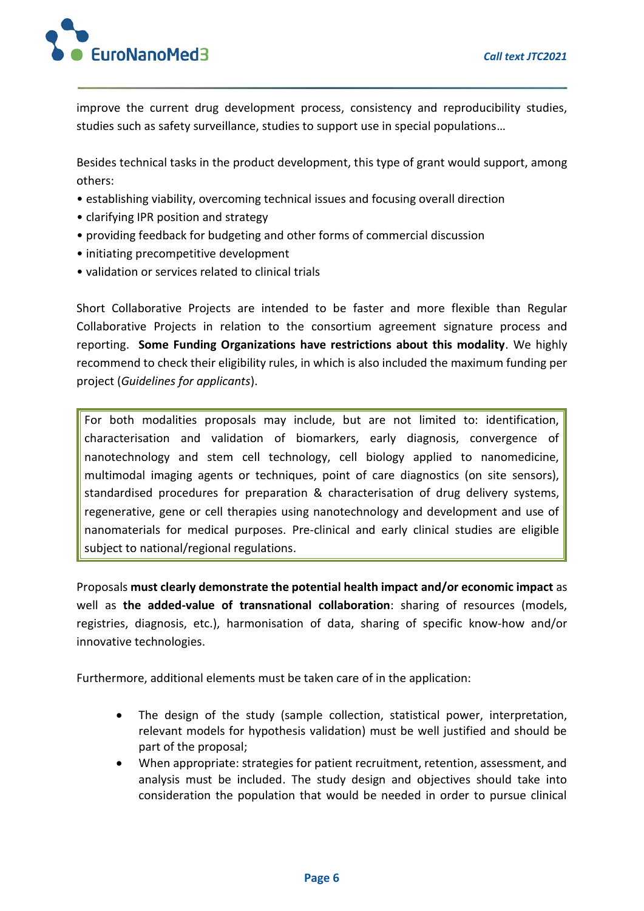improve the current drug development process, consistency and reproducibility studies, studies such as safety surveillance, studies to support use in special populations…

Besides technical tasks in the product development, this type of grant would support, among others:

- establishing viability, overcoming technical issues and focusing overall direction
- clarifying IPR position and strategy
- providing feedback for budgeting and other forms of commercial discussion
- initiating precompetitive development
- validation or services related to clinical trials

Short Collaborative Projects are intended to be faster and more flexible than Regular Collaborative Projects in relation to the consortium agreement signature process and reporting. **Some Funding Organizations have restrictions about this modality**. We highly recommend to check their eligibility rules, in which is also included the maximum funding per project (*Guidelines for applicants*).

> For both modalities proposals may include, but are not limited to: identification, characterisation and validation of biomarkers, early diagnosis, convergence of nanotechnology and stem cell technology, cell biology applied to nanomedicine, multimodal imaging agents or techniques, point of care diagnostics (on site sensors), standardised procedures for preparation & characterisation of drug delivery systems, regenerative, gene or cell therapies using nanotechnology and development and use of nanomaterials for medical purposes. Pre-clinical and early clinical studies are eligible subject to national/regional regulations.

Proposals **must clearly demonstrate the potential health impact and/or economic impact** as well as **the added-value of transnational collaboration**: sharing of resources (models, registries, diagnosis, etc.), harmonisation of data, sharing of specific know-how and/or innovative technologies.

Furthermore, additional elements must be taken care of in the application:

- The design of the study (sample collection, statistical power, interpretation, relevant models for hypothesis validation) must be well justified and should be part of the proposal;
- When appropriate: strategies for patient recruitment, retention, assessment, and analysis must be included. The study design and objectives should take into consideration the population that would be needed in order to pursue clinical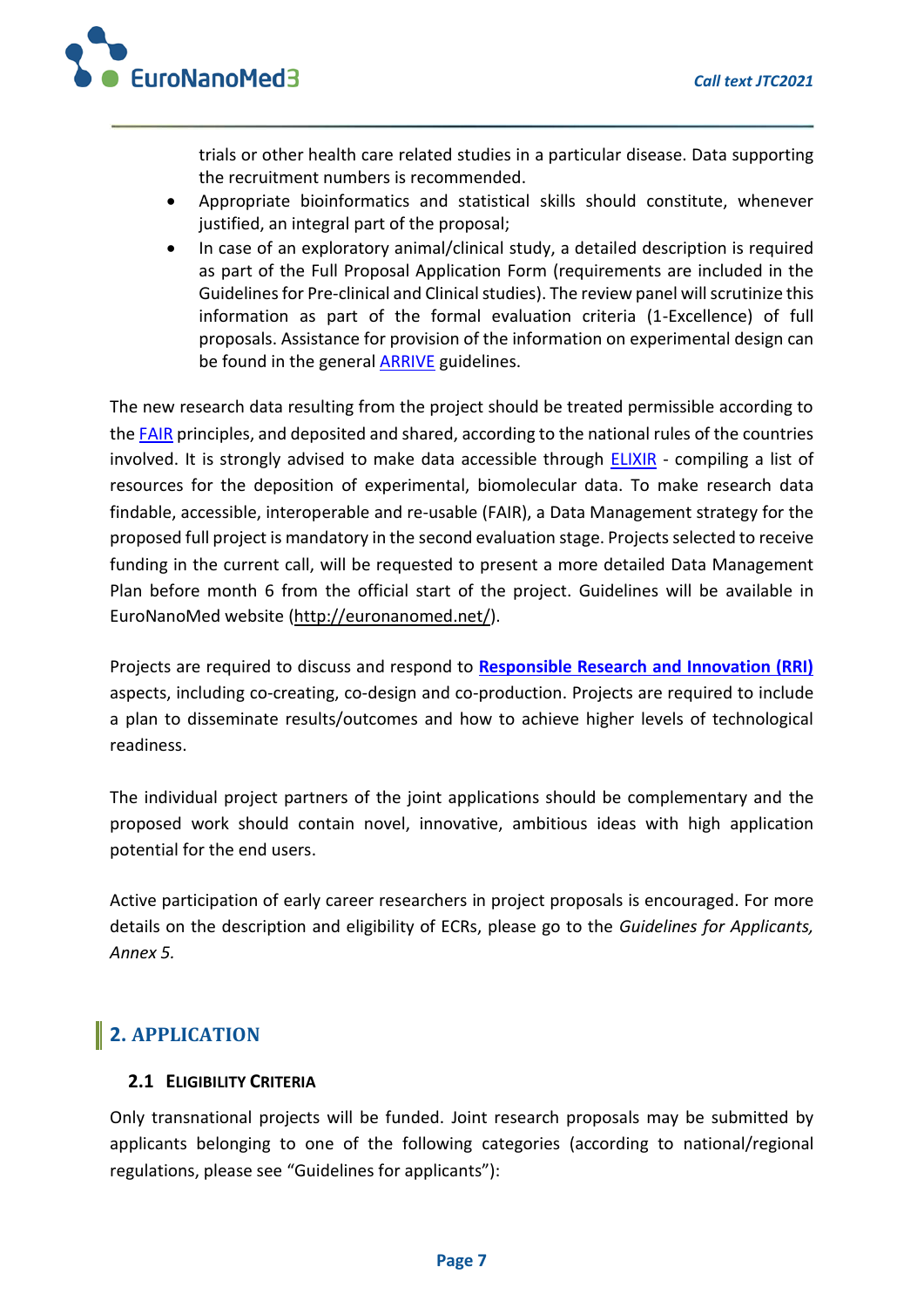trials or other health care related studies in a particular disease. Data supporting the recruitment numbers is recommended.

- Appropriate bioinformatics and statistical skills should constitute, whenever justified, an integral part of the proposal;
- In case of an exploratory animal/clinical study, a detailed description is required as part of the Full Proposal Application Form (requirements are included in the Guidelines for Pre-clinical and Clinical studies). The review panel will scrutinize this information as part of the formal evaluation criteria (1-Excellence) of full proposals. Assistance for provision of the information on experimental design can be found in the general ARRIVE guidelines.

The new research data resulting from the project should be treated permissible according to the FAIR principles, and deposited and shared, according to the national rules of the countries involved. It is strongly advised to make data accessible through ELIXIR - compiling a list of resources for the deposition of experimental, biomolecular data. To make research data findable, accessible, interoperable and re-usable (FAIR), a Data Management strategy for the proposed full project is mandatory in the second evaluation stage. Projects selected to receive funding in the current call, will be requested to present a more detailed Data Management Plan before month 6 from the official start of the project. Guidelines will be available in EuroNanoMed website (http://euronanomed.net/).

Projects are required to discuss and respond to **Responsible Research and Innovation (RRI)** aspects, including co-creating, co-design and co-production. Projects are required to include a plan to disseminate results/outcomes and how to achieve higher levels of technological readiness.

The individual project partners of the joint applications should be complementary and the proposed work should contain novel, innovative, ambitious ideas with high application potential for the end users.

Active participation of early career researchers in project proposals is encouraged. For more details on the description and eligibility of ECRs, please go to the *Guidelines for Applicants, Annex 5.*

## 2. APPLICATION

### 2.1 ELIGIBILITY CRITERIA

Only transnational projects will be funded. Joint research proposals may be submitted by applicants belonging to one of the following categories (according to national/regional regulations, please see "Guidelines for applicants"):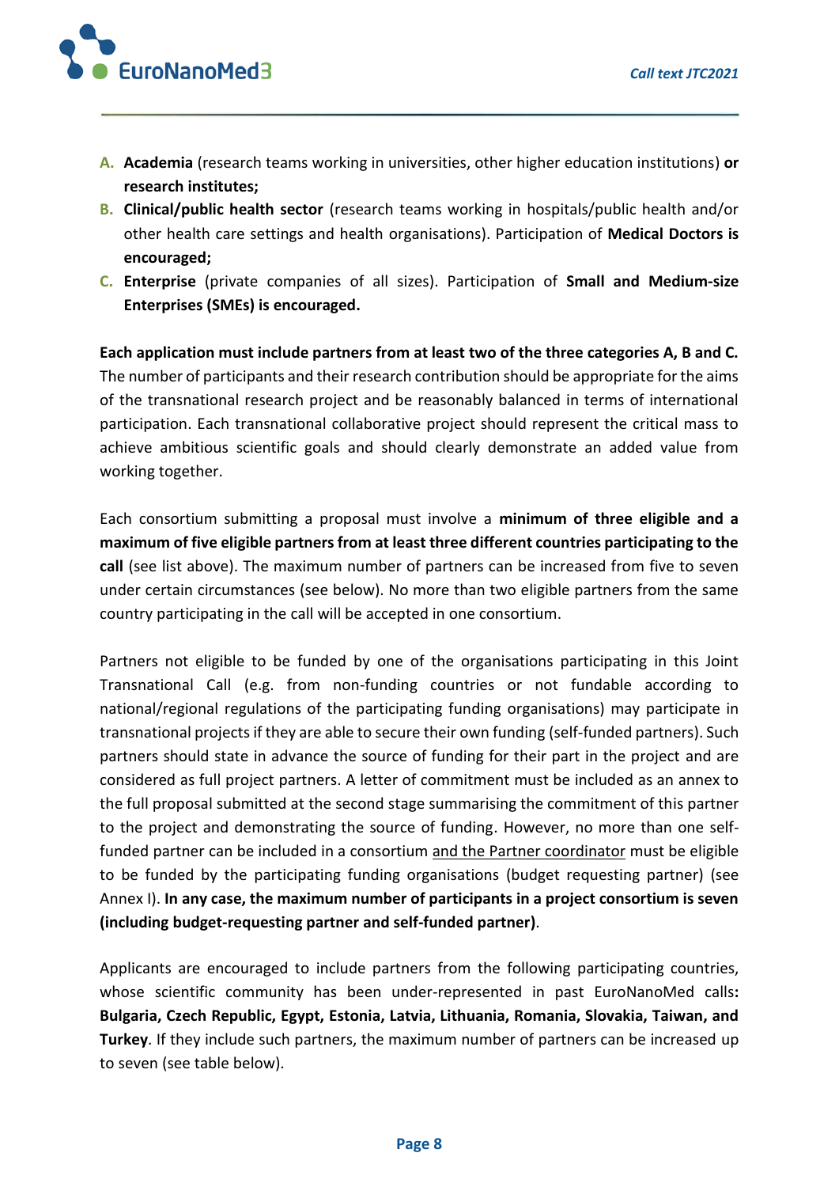A. **Academia** (research teams working in universities, other higher education institutions) **or research institutes;**
B. **Clinical/public health sector** (research teams working in hospitals/public health and/or other health care settings and health organisations). Participation of **Medical Doctors is encouraged;**
C. **Enterprise** (private companies of all sizes). Participation of **Small and Medium-size Enterprises (SMEs) is encouraged.**

**Each application must include partners from at least two of the three categories A, B and C.** The number of participants and their research contribution should be appropriate for the aims of the transnational research project and be reasonably balanced in terms of international participation. Each transnational collaborative project should represent the critical mass to achieve ambitious scientific goals and should clearly demonstrate an added value from working together.

Each consortium submitting a proposal must involve a **minimum of three eligible and a maximum of five eligible partners from at least three different countries participating to the call** (see list above). The maximum number of partners can be increased from five to seven under certain circumstances (see below). No more than two eligible partners from the same country participating in the call will be accepted in one consortium.

Partners not eligible to be funded by one of the organisations participating in this Joint Transnational Call (e.g. from non-funding countries or not fundable according to national/regional regulations of the participating funding organisations) may participate in transnational projects if they are able to secure their own funding (self-funded partners). Such partners should state in advance the source of funding for their part in the project and are considered as full project partners. A letter of commitment must be included as an annex to the full proposal submitted at the second stage summarising the commitment of this partner to the project and demonstrating the source of funding. However, no more than one self-funded partner can be included in a consortium and the Partner coordinator must be eligible to be funded by the participating funding organisations (budget requesting partner) (see Annex I). **In any case, the maximum number of participants in a project consortium is seven (including budget-requesting partner and self-funded partner)**.

Applicants are encouraged to include partners from the following participating countries, whose scientific community has been under-represented in past EuroNanoMed calls**: Bulgaria, Czech Republic, Egypt, Estonia, Latvia, Lithuania, Romania, Slovakia, Taiwan, and Turkey**. If they include such partners, the maximum number of partners can be increased up to seven (see table below).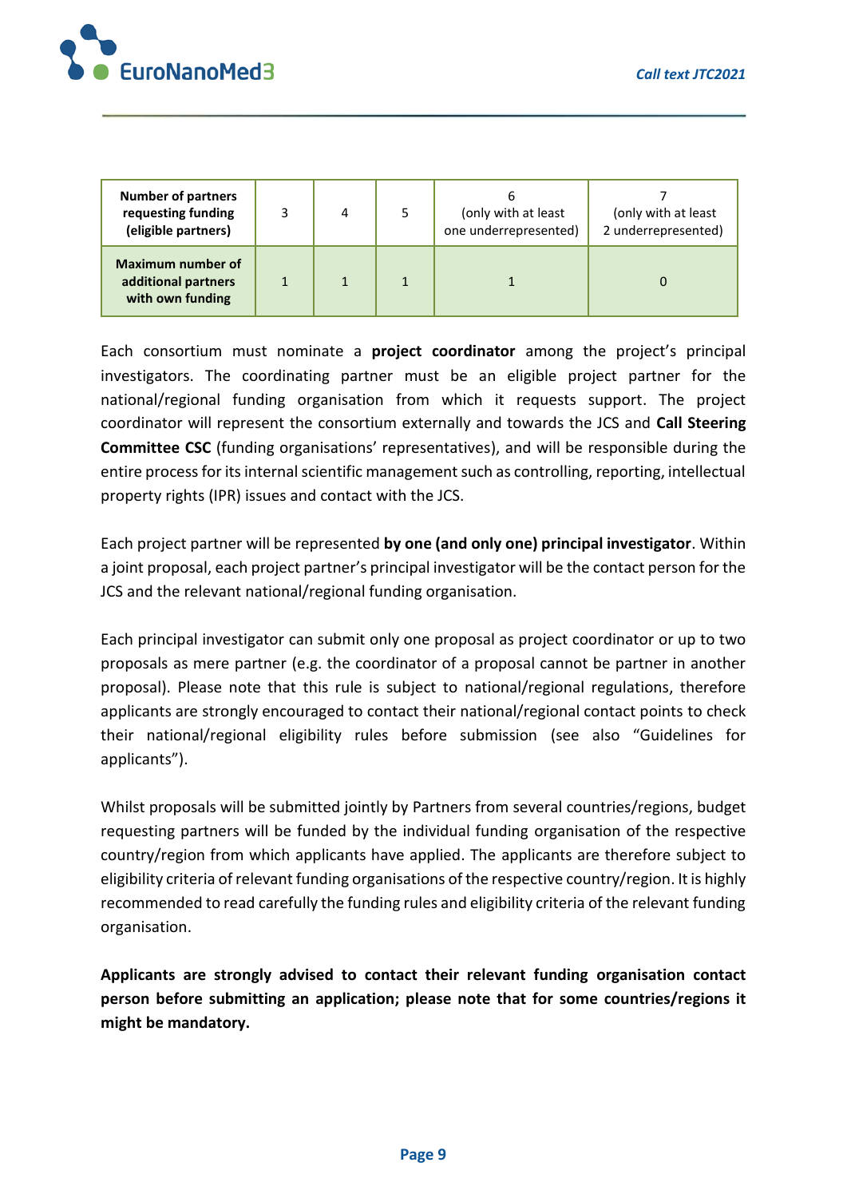| **Number of partners requesting funding (eligible partners)** | 3 | 4 | 5 | 6 (only with at least one underrepresented) | 7 (only with at least 2 underrepresented) |
|---|---|---|---|---|---|
| **Maximum number of additional partners with own funding** | 1 | 1 | 1 | 1 | 0 |

Each consortium must nominate a **project coordinator** among the project's principal investigators. The coordinating partner must be an eligible project partner for the national/regional funding organisation from which it requests support. The project coordinator will represent the consortium externally and towards the JCS and **Call Steering Committee CSC** (funding organisations' representatives), and will be responsible during the entire process for its internal scientific management such as controlling, reporting, intellectual property rights (IPR) issues and contact with the JCS.

Each project partner will be represented **by one (and only one) principal investigator**. Within a joint proposal, each project partner's principal investigator will be the contact person for the JCS and the relevant national/regional funding organisation.

Each principal investigator can submit only one proposal as project coordinator or up to two proposals as mere partner (e.g. the coordinator of a proposal cannot be partner in another proposal). Please note that this rule is subject to national/regional regulations, therefore applicants are strongly encouraged to contact their national/regional contact points to check their national/regional eligibility rules before submission (see also "Guidelines for applicants").

Whilst proposals will be submitted jointly by Partners from several countries/regions, budget requesting partners will be funded by the individual funding organisation of the respective country/region from which applicants have applied. The applicants are therefore subject to eligibility criteria of relevant funding organisations of the respective country/region. It is highly recommended to read carefully the funding rules and eligibility criteria of the relevant funding organisation.

**Applicants are strongly advised to contact their relevant funding organisation contact person before submitting an application; please note that for some countries/regions it might be mandatory.**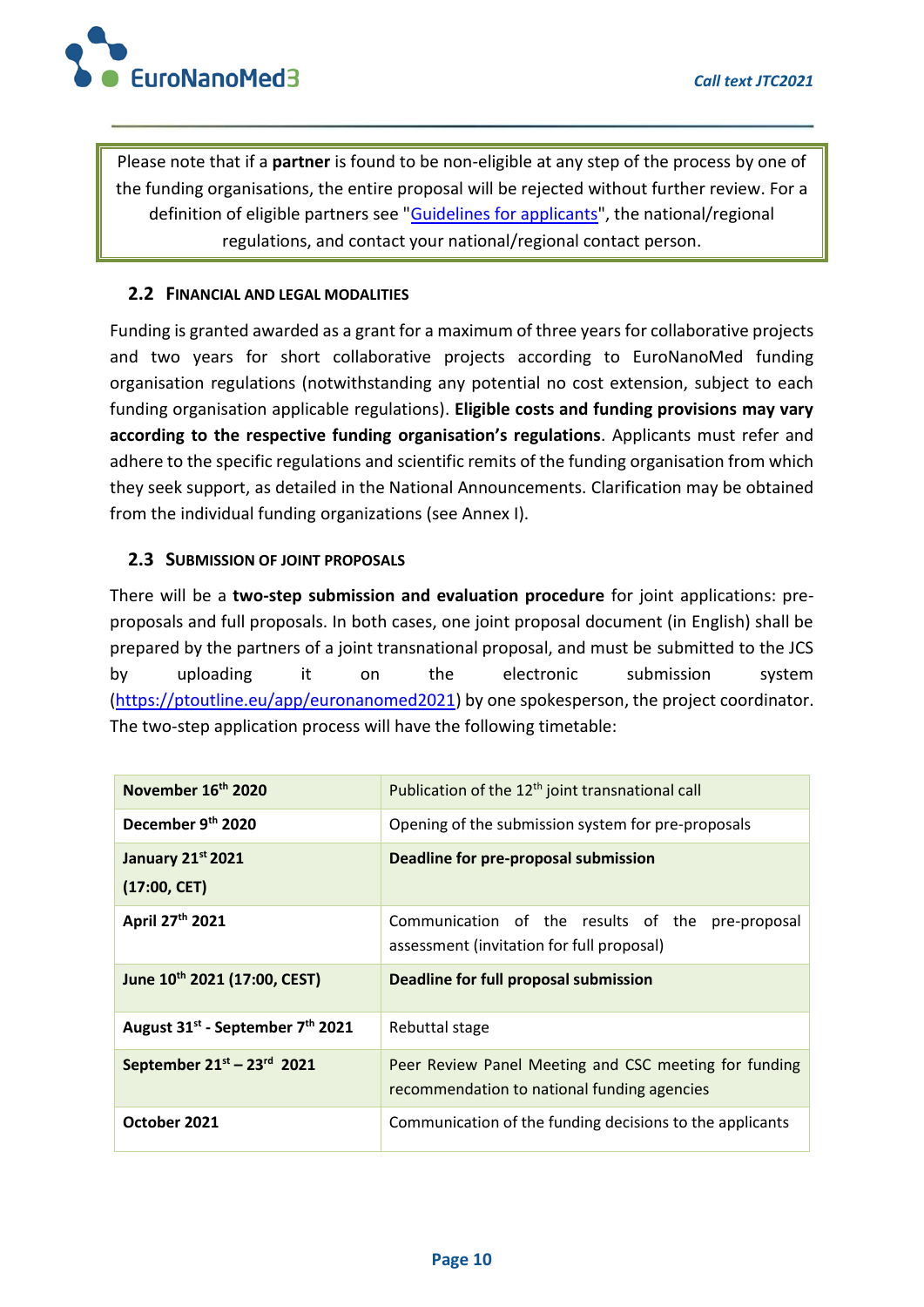Please note that if a **partner** is found to be non-eligible at any step of the process by one of the funding organisations, the entire proposal will be rejected without further review. For a definition of eligible partners see "Guidelines for applicants", the national/regional regulations, and contact your national/regional contact person.

## 2.2 Financial and legal modalities

Funding is granted awarded as a grant for a maximum of three years for collaborative projects and two years for short collaborative projects according to EuroNanoMed funding organisation regulations (notwithstanding any potential no cost extension, subject to each funding organisation applicable regulations). **Eligible costs and funding provisions may vary according to the respective funding organisation's regulations**. Applicants must refer and adhere to the specific regulations and scientific remits of the funding organisation from which they seek support, as detailed in the National Announcements. Clarification may be obtained from the individual funding organizations (see Annex I).

## 2.3 Submission of joint proposals

There will be a **two-step submission and evaluation procedure** for joint applications: pre-proposals and full proposals. In both cases, one joint proposal document (in English) shall be prepared by the partners of a joint transnational proposal, and must be submitted to the JCS by uploading it on the electronic submission system (https://ptoutline.eu/app/euronanomed2021) by one spokesperson, the project coordinator. The two-step application process will have the following timetable:

| | |
|---|---|
| **November 16th 2020** | Publication of the 12th joint transnational call |
| **December 9th 2020** | Opening of the submission system for pre-proposals |
| **January 21st 2021 (17:00, CET)** | **Deadline for pre-proposal submission** |
| **April 27th 2021** | Communication of the results of the pre-proposal assessment (invitation for full proposal) |
| **June 10th 2021 (17:00, CEST)** | **Deadline for full proposal submission** |
| **August 31st - September 7th 2021** | Rebuttal stage |
| **September 21st – 23rd 2021** | Peer Review Panel Meeting and CSC meeting for funding recommendation to national funding agencies |
| **October 2021** | Communication of the funding decisions to the applicants |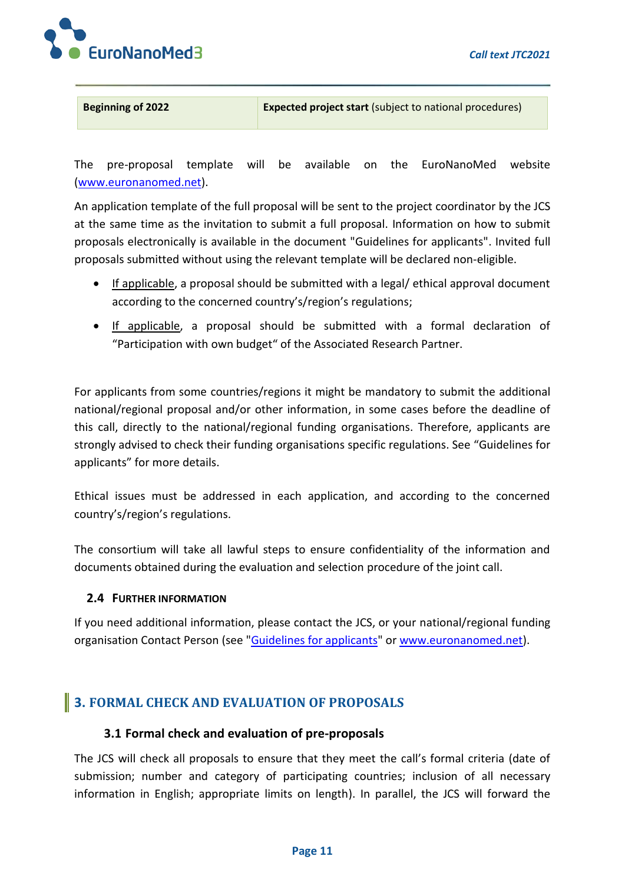| Beginning of 2022 | **Expected project start** (subject to national procedures) |
|---|---|

The pre-proposal template will be available on the EuroNanoMed website (www.euronanomed.net).

An application template of the full proposal will be sent to the project coordinator by the JCS at the same time as the invitation to submit a full proposal. Information on how to submit proposals electronically is available in the document "Guidelines for applicants". Invited full proposals submitted without using the relevant template will be declared non-eligible.

- If applicable, a proposal should be submitted with a legal/ ethical approval document according to the concerned country's/region's regulations;
- If applicable, a proposal should be submitted with a formal declaration of "Participation with own budget" of the Associated Research Partner.

For applicants from some countries/regions it might be mandatory to submit the additional national/regional proposal and/or other information, in some cases before the deadline of this call, directly to the national/regional funding organisations. Therefore, applicants are strongly advised to check their funding organisations specific regulations. See "Guidelines for applicants" for more details.

Ethical issues must be addressed in each application, and according to the concerned country's/region's regulations.

The consortium will take all lawful steps to ensure confidentiality of the information and documents obtained during the evaluation and selection procedure of the joint call.

### 2.4 Further Information

If you need additional information, please contact the JCS, or your national/regional funding organisation Contact Person (see "Guidelines for applicants" or www.euronanomed.net).

## 3. FORMAL CHECK AND EVALUATION OF PROPOSALS

### 3.1 Formal check and evaluation of pre-proposals

The JCS will check all proposals to ensure that they meet the call's formal criteria (date of submission; number and category of participating countries; inclusion of all necessary information in English; appropriate limits on length). In parallel, the JCS will forward the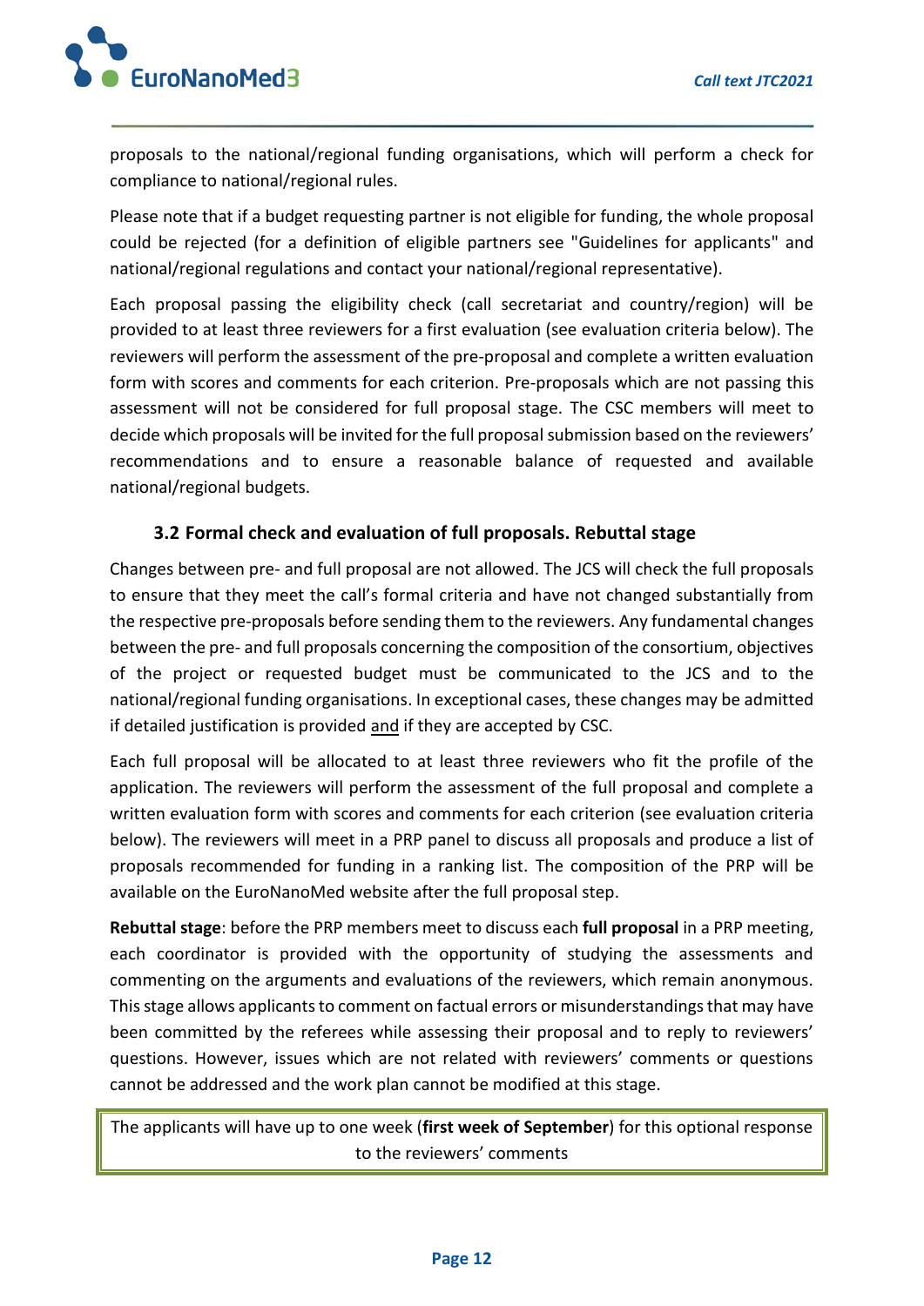proposals to the national/regional funding organisations, which will perform a check for compliance to national/regional rules.

Please note that if a budget requesting partner is not eligible for funding, the whole proposal could be rejected (for a definition of eligible partners see "Guidelines for applicants" and national/regional regulations and contact your national/regional representative).

Each proposal passing the eligibility check (call secretariat and country/region) will be provided to at least three reviewers for a first evaluation (see evaluation criteria below). The reviewers will perform the assessment of the pre-proposal and complete a written evaluation form with scores and comments for each criterion. Pre-proposals which are not passing this assessment will not be considered for full proposal stage. The CSC members will meet to decide which proposals will be invited for the full proposal submission based on the reviewers' recommendations and to ensure a reasonable balance of requested and available national/regional budgets.

### 3.2 Formal check and evaluation of full proposals. Rebuttal stage

Changes between pre- and full proposal are not allowed. The JCS will check the full proposals to ensure that they meet the call's formal criteria and have not changed substantially from the respective pre-proposals before sending them to the reviewers. Any fundamental changes between the pre- and full proposals concerning the composition of the consortium, objectives of the project or requested budget must be communicated to the JCS and to the national/regional funding organisations. In exceptional cases, these changes may be admitted if detailed justification is provided <u>and</u> if they are accepted by CSC.

Each full proposal will be allocated to at least three reviewers who fit the profile of the application. The reviewers will perform the assessment of the full proposal and complete a written evaluation form with scores and comments for each criterion (see evaluation criteria below). The reviewers will meet in a PRP panel to discuss all proposals and produce a list of proposals recommended for funding in a ranking list. The composition of the PRP will be available on the EuroNanoMed website after the full proposal step.

**Rebuttal stage**: before the PRP members meet to discuss each **full proposal** in a PRP meeting, each coordinator is provided with the opportunity of studying the assessments and commenting on the arguments and evaluations of the reviewers, which remain anonymous. This stage allows applicants to comment on factual errors or misunderstandings that may have been committed by the referees while assessing their proposal and to reply to reviewers' questions. However, issues which are not related with reviewers' comments or questions cannot be addressed and the work plan cannot be modified at this stage.

The applicants will have up to one week (**first week of September**) for this optional response to the reviewers' comments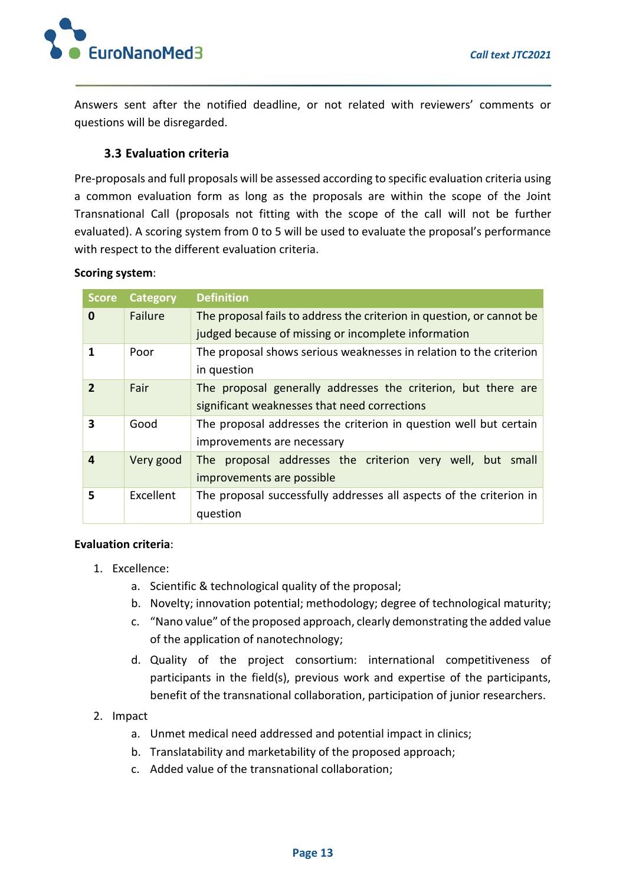Answers sent after the notified deadline, or not related with reviewers' comments or questions will be disregarded.

### 3.3 Evaluation criteria

Pre-proposals and full proposals will be assessed according to specific evaluation criteria using a common evaluation form as long as the proposals are within the scope of the Joint Transnational Call (proposals not fitting with the scope of the call will not be further evaluated). A scoring system from 0 to 5 will be used to evaluate the proposal's performance with respect to the different evaluation criteria.

**Scoring system**:

| Score | Category | Definition |
|---|---|---|
| **0** | Failure | The proposal fails to address the criterion in question, or cannot be judged because of missing or incomplete information |
| **1** | Poor | The proposal shows serious weaknesses in relation to the criterion in question |
| **2** | Fair | The proposal generally addresses the criterion, but there are significant weaknesses that need corrections |
| **3** | Good | The proposal addresses the criterion in question well but certain improvements are necessary |
| **4** | Very good | The proposal addresses the criterion very well, but small improvements are possible |
| **5** | Excellent | The proposal successfully addresses all aspects of the criterion in question |

**Evaluation criteria**:

1. Excellence:
    a. Scientific & technological quality of the proposal;
    b. Novelty; innovation potential; methodology; degree of technological maturity;
    c. "Nano value" of the proposed approach, clearly demonstrating the added value of the application of nanotechnology;
    d. Quality of the project consortium: international competitiveness of participants in the field(s), previous work and expertise of the participants, benefit of the transnational collaboration, participation of junior researchers.
2. Impact
    a. Unmet medical need addressed and potential impact in clinics;
    b. Translatability and marketability of the proposed approach;
    c. Added value of the transnational collaboration;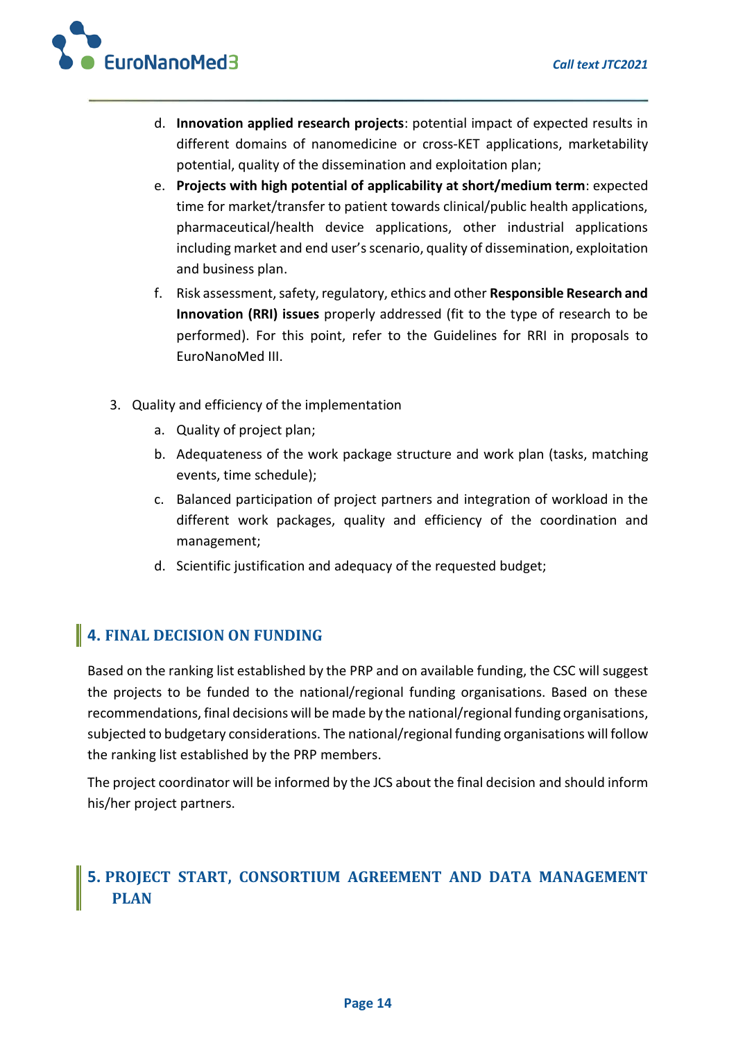d. **Innovation applied research projects**: potential impact of expected results in different domains of nanomedicine or cross-KET applications, marketability potential, quality of the dissemination and exploitation plan;
   e. **Projects with high potential of applicability at short/medium term**: expected time for market/transfer to patient towards clinical/public health applications, pharmaceutical/health device applications, other industrial applications including market and end user's scenario, quality of dissemination, exploitation and business plan.
   f. Risk assessment, safety, regulatory, ethics and other **Responsible Research and Innovation (RRI) issues** properly addressed (fit to the type of research to be performed). For this point, refer to the Guidelines for RRI in proposals to EuroNanoMed III.

3. Quality and efficiency of the implementation
   a. Quality of project plan;
   b. Adequateness of the work package structure and work plan (tasks, matching events, time schedule);
   c. Balanced participation of project partners and integration of workload in the different work packages, quality and efficiency of the coordination and management;
   d. Scientific justification and adequacy of the requested budget;

## 4. FINAL DECISION ON FUNDING

Based on the ranking list established by the PRP and on available funding, the CSC will suggest the projects to be funded to the national/regional funding organisations. Based on these recommendations, final decisions will be made by the national/regional funding organisations, subjected to budgetary considerations. The national/regional funding organisations will follow the ranking list established by the PRP members.

The project coordinator will be informed by the JCS about the final decision and should inform his/her project partners.

## 5. PROJECT START, CONSORTIUM AGREEMENT AND DATA MANAGEMENT PLAN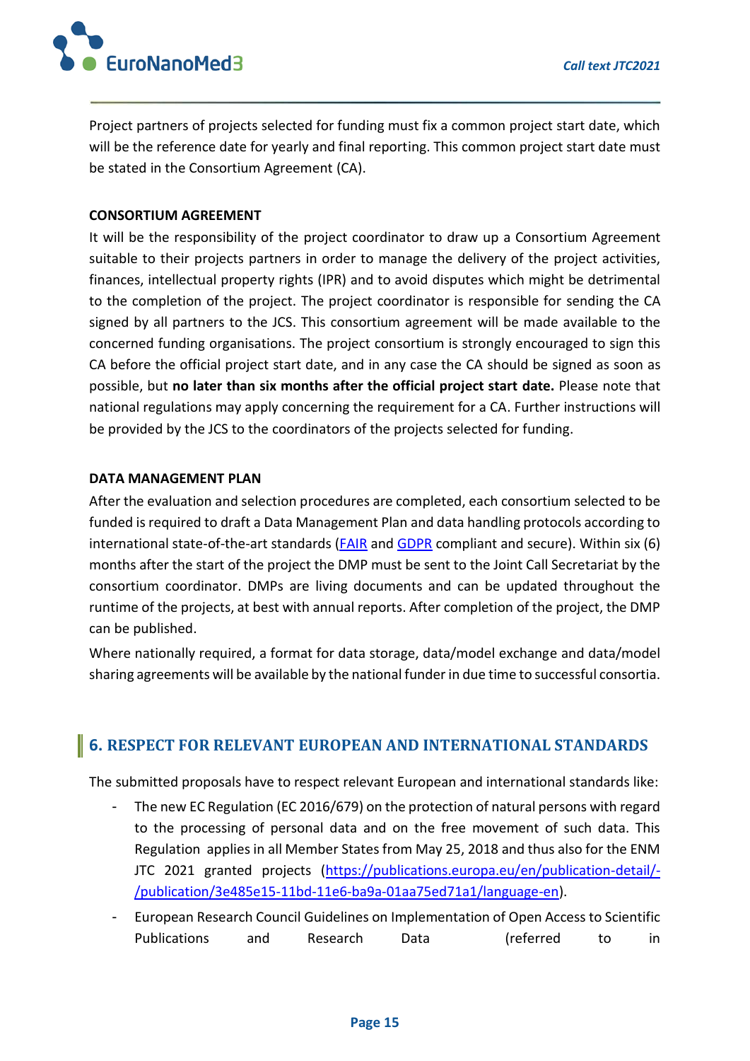Project partners of projects selected for funding must fix a common project start date, which will be the reference date for yearly and final reporting. This common project start date must be stated in the Consortium Agreement (CA).

**CONSORTIUM AGREEMENT**

It will be the responsibility of the project coordinator to draw up a Consortium Agreement suitable to their projects partners in order to manage the delivery of the project activities, finances, intellectual property rights (IPR) and to avoid disputes which might be detrimental to the completion of the project. The project coordinator is responsible for sending the CA signed by all partners to the JCS. This consortium agreement will be made available to the concerned funding organisations. The project consortium is strongly encouraged to sign this CA before the official project start date, and in any case the CA should be signed as soon as possible, but **no later than six months after the official project start date.** Please note that national regulations may apply concerning the requirement for a CA. Further instructions will be provided by the JCS to the coordinators of the projects selected for funding.

**DATA MANAGEMENT PLAN**

After the evaluation and selection procedures are completed, each consortium selected to be funded is required to draft a Data Management Plan and data handling protocols according to international state-of-the-art standards (FAIR and GDPR compliant and secure). Within six (6) months after the start of the project the DMP must be sent to the Joint Call Secretariat by the consortium coordinator. DMPs are living documents and can be updated throughout the runtime of the projects, at best with annual reports. After completion of the project, the DMP can be published.

Where nationally required, a format for data storage, data/model exchange and data/model sharing agreements will be available by the national funder in due time to successful consortia.

## 6. RESPECT FOR RELEVANT EUROPEAN AND INTERNATIONAL STANDARDS

The submitted proposals have to respect relevant European and international standards like:

- The new EC Regulation (EC 2016/679) on the protection of natural persons with regard to the processing of personal data and on the free movement of such data. This Regulation applies in all Member States from May 25, 2018 and thus also for the ENM JTC 2021 granted projects (https://publications.europa.eu/en/publication-detail/-/publication/3e485e15-11bd-11e6-ba9a-01aa75ed71a1/language-en).
- European Research Council Guidelines on Implementation of Open Access to Scientific Publications and Research Data (referred to in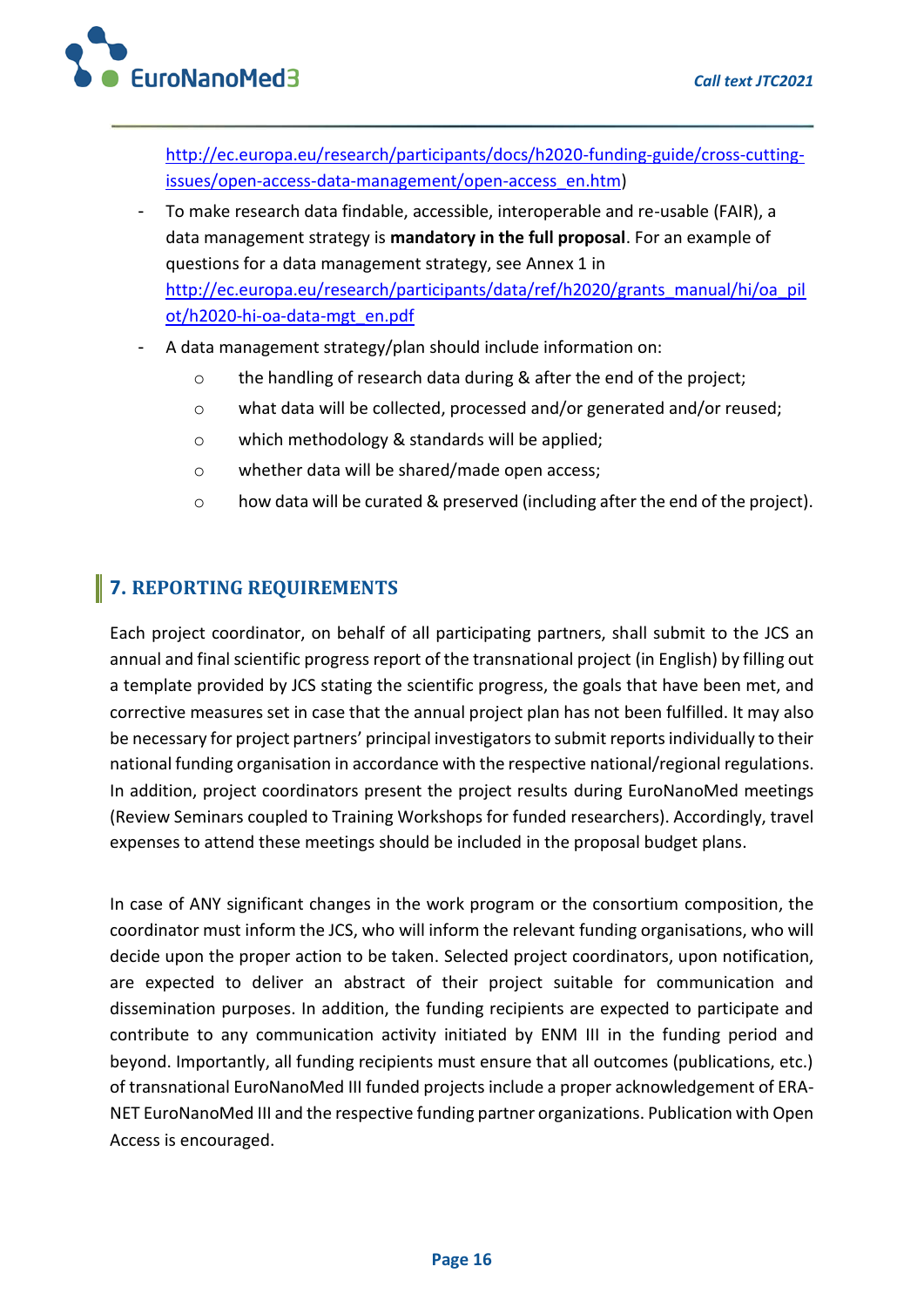http://ec.europa.eu/research/participants/docs/h2020-funding-guide/cross-cutting-issues/open-access-data-management/open-access_en.htm)

- To make research data findable, accessible, interoperable and re-usable (FAIR), a data management strategy is **mandatory in the full proposal**. For an example of questions for a data management strategy, see Annex 1 in http://ec.europa.eu/research/participants/data/ref/h2020/grants_manual/hi/oa_pilot/h2020-hi-oa-data-mgt_en.pdf
- A data management strategy/plan should include information on:
  - the handling of research data during & after the end of the project;
  - what data will be collected, processed and/or generated and/or reused;
  - which methodology & standards will be applied;
  - whether data will be shared/made open access;
  - how data will be curated & preserved (including after the end of the project).

## 7. REPORTING REQUIREMENTS

Each project coordinator, on behalf of all participating partners, shall submit to the JCS an annual and final scientific progress report of the transnational project (in English) by filling out a template provided by JCS stating the scientific progress, the goals that have been met, and corrective measures set in case that the annual project plan has not been fulfilled. It may also be necessary for project partners' principal investigators to submit reports individually to their national funding organisation in accordance with the respective national/regional regulations. In addition, project coordinators present the project results during EuroNanoMed meetings (Review Seminars coupled to Training Workshops for funded researchers). Accordingly, travel expenses to attend these meetings should be included in the proposal budget plans.

In case of ANY significant changes in the work program or the consortium composition, the coordinator must inform the JCS, who will inform the relevant funding organisations, who will decide upon the proper action to be taken. Selected project coordinators, upon notification, are expected to deliver an abstract of their project suitable for communication and dissemination purposes. In addition, the funding recipients are expected to participate and contribute to any communication activity initiated by ENM III in the funding period and beyond. Importantly, all funding recipients must ensure that all outcomes (publications, etc.) of transnational EuroNanoMed III funded projects include a proper acknowledgement of ERA-NET EuroNanoMed III and the respective funding partner organizations. Publication with Open Access is encouraged.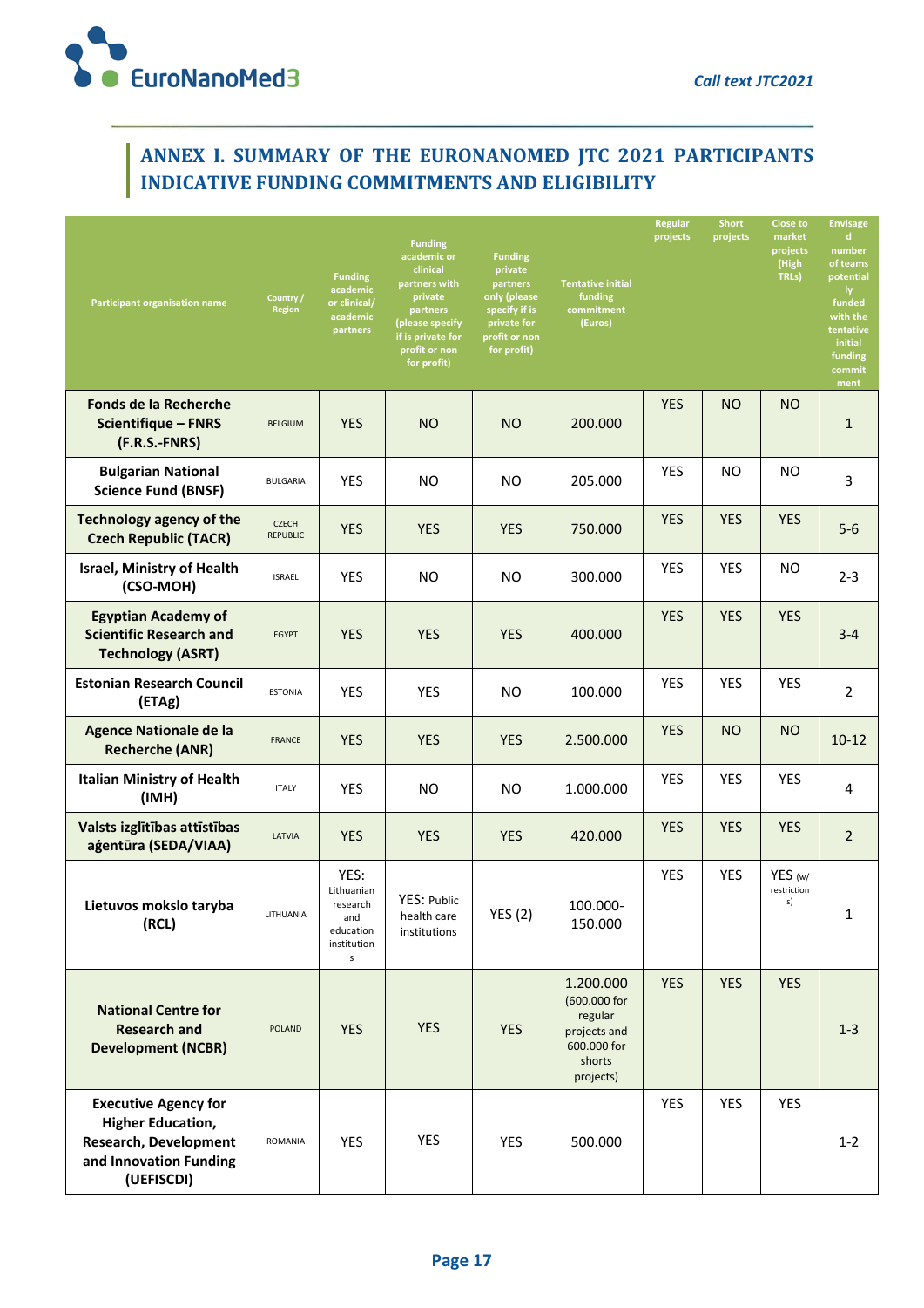## ANNEX I. SUMMARY OF THE EURONANOMED JTC 2021 PARTICIPANTS INDICATIVE FUNDING COMMITMENTS AND ELIGIBILITY

| Participant organisation name | Country / Region | Funding academic or clinical/ academic partners | Funding academic or clinical partners with private partners (please specify if is private for profit or non for profit) | Funding private partners only (please specify if is private for profit or non for profit) | Tentative initial funding commitment (Euros) | Regular projects | Short projects | Close to market projects (High TRLs) | Envisaged number of teams potentially funded with the tentative initial funding commitment |
|---|---|---|---|---|---|---|---|---|---|
| **Fonds de la Recherche Scientifique – FNRS (F.R.S.-FNRS)** | BELGIUM | YES | NO | NO | 200.000 | YES | NO | NO | 1 |
| **Bulgarian National Science Fund (BNSF)** | BULGARIA | YES | NO | NO | 205.000 | YES | NO | NO | 3 |
| **Technology agency of the Czech Republic (TACR)** | CZECH REPUBLIC | YES | YES | YES | 750.000 | YES | YES | YES | 5-6 |
| **Israel, Ministry of Health (CSO-MOH)** | ISRAEL | YES | NO | NO | 300.000 | YES | YES | NO | 2-3 |
| **Egyptian Academy of Scientific Research and Technology (ASRT)** | EGYPT | YES | YES | YES | 400.000 | YES | YES | YES | 3-4 |
| **Estonian Research Council (ETAg)** | ESTONIA | YES | YES | NO | 100.000 | YES | YES | YES | 2 |
| **Agence Nationale de la Recherche (ANR)** | FRANCE | YES | YES | YES | 2.500.000 | YES | NO | NO | 10-12 |
| **Italian Ministry of Health (IMH)** | ITALY | YES | NO | NO | 1.000.000 | YES | YES | YES | 4 |
| **Valsts izglītības attīstības aģentūra (SEDA/VIAA)** | LATVIA | YES | YES | YES | 420.000 | YES | YES | YES | 2 |
| **Lietuvos mokslo taryba (RCL)** | LITHUANIA | YES: Lithuanian research and education institutions | YES: Public health care institutions | YES (2) | 100.000-150.000 | YES | YES | YES (w/ restrictions) | 1 |
| **National Centre for Research and Development (NCBR)** | POLAND | YES | YES | YES | 1.200.000 (600.000 for regular projects and 600.000 for shorts projects) | YES | YES | YES | 1-3 |
| **Executive Agency for Higher Education, Research, Development and Innovation Funding (UEFISCDI)** | ROMANIA | YES | YES | YES | 500.000 | YES | YES | YES | 1-2 |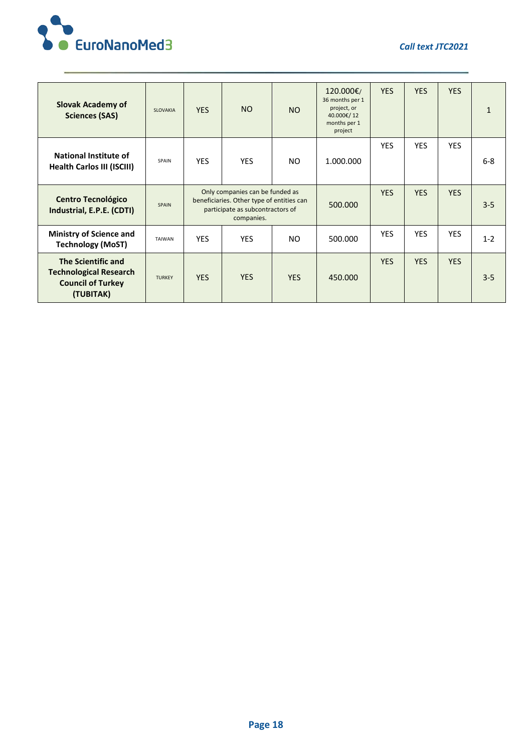| | | | | | | | | | |
|---|---|---|---|---|---|---|---|---|---|
| **Slovak Academy of Sciences (SAS)** | SLOVAKIA | YES | NO | NO | 120.000€/ 36 months per 1 project, or 40.000€/ 12 months per 1 project | YES | YES | YES | 1 |
| **National Institute of Health Carlos III (ISCIII)** | SPAIN | YES | YES | NO | 1.000.000 | YES | YES | YES | 6-8 |
| **Centro Tecnológico Industrial, E.P.E. (CDTI)** | SPAIN | Only companies can be funded as beneficiaries. Other type of entities can participate as subcontractors of companies. | | | 500.000 | YES | YES | YES | 3-5 |
| **Ministry of Science and Technology (MoST)** | TAIWAN | YES | YES | NO | 500.000 | YES | YES | YES | 1-2 |
| **The Scientific and Technological Research Council of Turkey (TUBITAK)** | TURKEY | YES | YES | YES | 450.000 | YES | YES | YES | 3-5 |